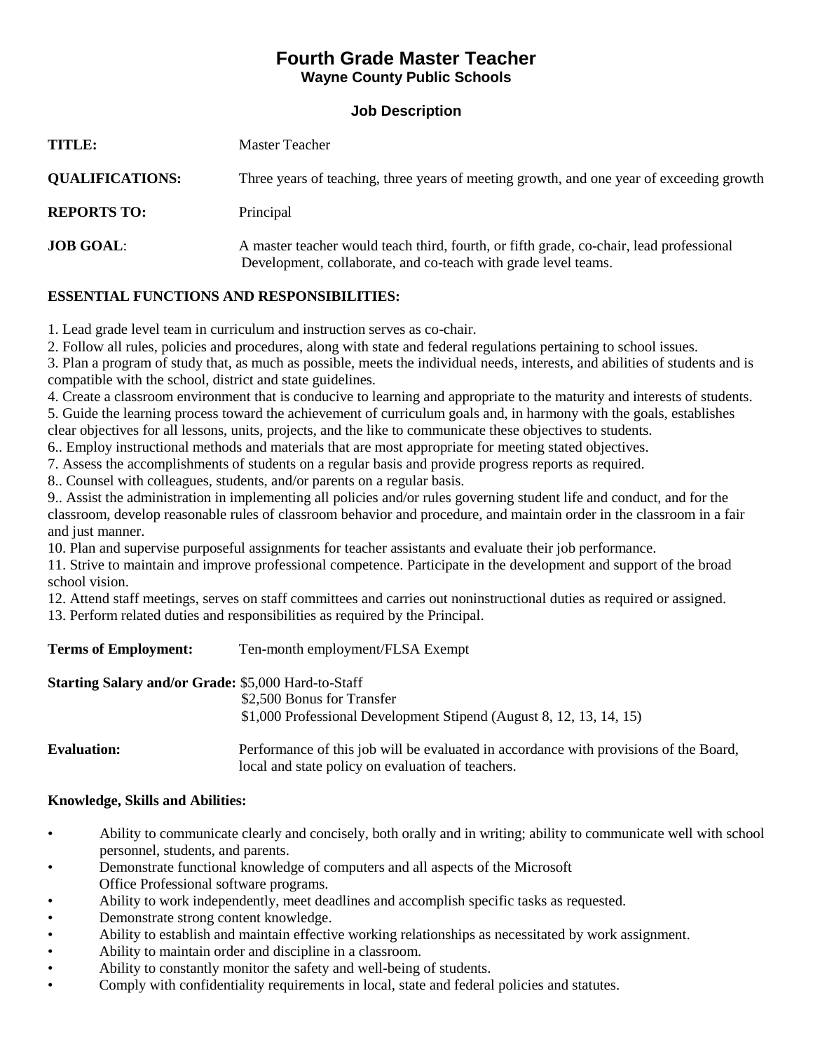# Fourth Grade Master Teacher

## Wayne County Public Schools

### Job Description

**TITLE:** Master Teacher

**QUALIFICATIONS:** Three years of teaching, three years of meeting growth, and one year of exceeding growth

**REPORTS TO:** Principal

**JOB GOAL**: A master teacher would teach third, fourth, or fifth grade, co-chair, lead professional Development, collaborate, and co-teach with grade level teams.

**ESSENTIAL FUNCTIONS AND RESPONSIBILITIES:**

1. Lead grade level team in curriculum and instruction serves as co-chair.
2. Follow all rules, policies and procedures, along with state and federal regulations pertaining to school issues.
3. Plan a program of study that, as much as possible, meets the individual needs, interests, and abilities of students and is compatible with the school, district and state guidelines.
4. Create a classroom environment that is conducive to learning and appropriate to the maturity and interests of students.
5. Guide the learning process toward the achievement of curriculum goals and, in harmony with the goals, establishes clear objectives for all lessons, units, projects, and the like to communicate these objectives to students.
6.. Employ instructional methods and materials that are most appropriate for meeting stated objectives.
7. Assess the accomplishments of students on a regular basis and provide progress reports as required.
8.. Counsel with colleagues, students, and/or parents on a regular basis.
9.. Assist the administration in implementing all policies and/or rules governing student life and conduct, and for the classroom, develop reasonable rules of classroom behavior and procedure, and maintain order in the classroom in a fair and just manner.
10. Plan and supervise purposeful assignments for teacher assistants and evaluate their job performance.
11. Strive to maintain and improve professional competence. Participate in the development and support of the broad school vision.
12. Attend staff meetings, serves on staff committees and carries out noninstructional duties as required or assigned.
13. Perform related duties and responsibilities as required by the Principal.

**Terms of Employment:** Ten-month employment/FLSA Exempt

**Starting Salary and/or Grade:** $5,000 Hard-to-Staff
$2,500 Bonus for Transfer
$1,000 Professional Development Stipend (August 8, 12, 13, 14, 15)

**Evaluation:** Performance of this job will be evaluated in accordance with provisions of the Board, local and state policy on evaluation of teachers.

**Knowledge, Skills and Abilities:**

- Ability to communicate clearly and concisely, both orally and in writing; ability to communicate well with school personnel, students, and parents.
- Demonstrate functional knowledge of computers and all aspects of the Microsoft Office Professional software programs.
- Ability to work independently, meet deadlines and accomplish specific tasks as requested.
- Demonstrate strong content knowledge.
- Ability to establish and maintain effective working relationships as necessitated by work assignment.
- Ability to maintain order and discipline in a classroom.
- Ability to constantly monitor the safety and well-being of students.
- Comply with confidentiality requirements in local, state and federal policies and statutes.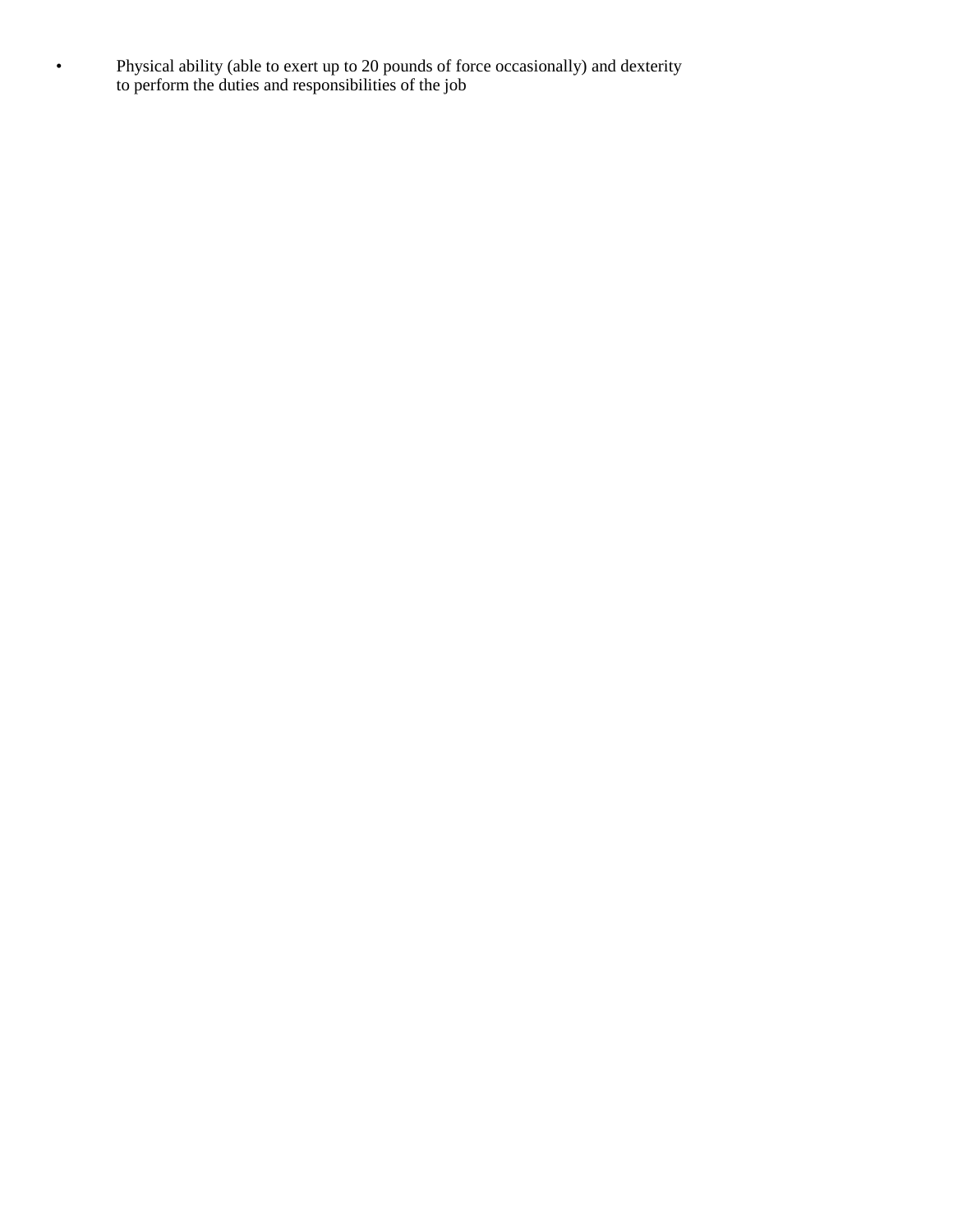- Physical ability (able to exert up to 20 pounds of force occasionally) and dexterity to perform the duties and responsibilities of the job